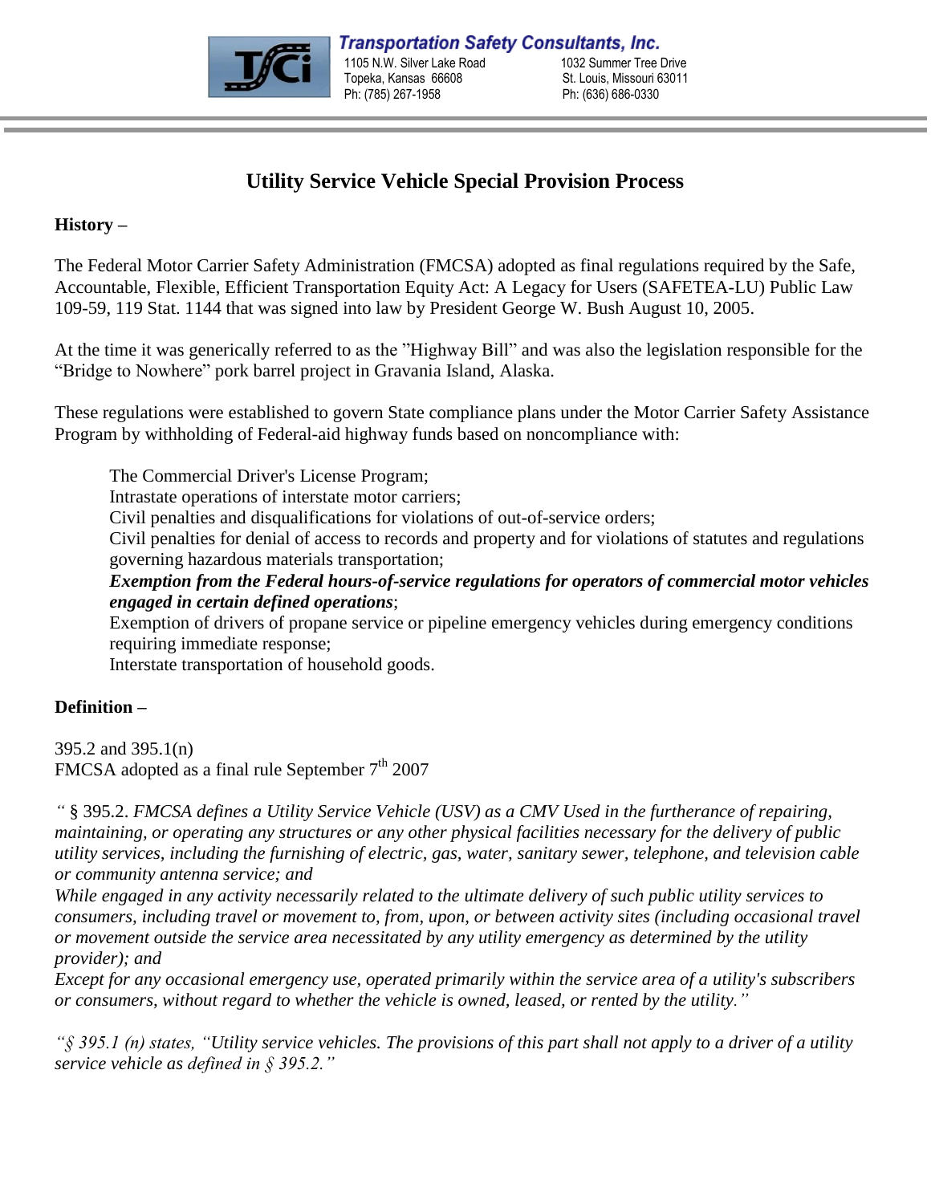**Transportation Safety Consultants, Inc.**

1105 N.W. Silver Lake Road
Topeka, Kansas 66608
Ph: (785) 267-1958

1032 Summer Tree Drive
St. Louis, Missouri 63011
Ph: (636) 686-0330

# Utility Service Vehicle Special Provision Process

**History –**

The Federal Motor Carrier Safety Administration (FMCSA) adopted as final regulations required by the Safe, Accountable, Flexible, Efficient Transportation Equity Act: A Legacy for Users (SAFETEA-LU) Public Law 109-59, 119 Stat. 1144 that was signed into law by President George W. Bush August 10, 2005.

At the time it was generically referred to as the "Highway Bill" and was also the legislation responsible for the "Bridge to Nowhere" pork barrel project in Gravania Island, Alaska.

These regulations were established to govern State compliance plans under the Motor Carrier Safety Assistance Program by withholding of Federal-aid highway funds based on noncompliance with:

- The Commercial Driver's License Program;
- Intrastate operations of interstate motor carriers;
- Civil penalties and disqualifications for violations of out-of-service orders;
- Civil penalties for denial of access to records and property and for violations of statutes and regulations governing hazardous materials transportation;
- ***Exemption from the Federal hours-of-service regulations for operators of commercial motor vehicles engaged in certain defined operations***;
- Exemption of drivers of propane service or pipeline emergency vehicles during emergency conditions requiring immediate response;
- Interstate transportation of household goods.

**Definition –**

395.2 and 395.1(n)
FMCSA adopted as a final rule September 7th 2007

*"* § 395.2. *FMCSA defines a Utility Service Vehicle (USV) as a CMV Used in the furtherance of repairing, maintaining, or operating any structures or any other physical facilities necessary for the delivery of public utility services, including the furnishing of electric, gas, water, sanitary sewer, telephone, and television cable or community antenna service; and*
*While engaged in any activity necessarily related to the ultimate delivery of such public utility services to consumers, including travel or movement to, from, upon, or between activity sites (including occasional travel or movement outside the service area necessitated by any utility emergency as determined by the utility provider); and*
*Except for any occasional emergency use, operated primarily within the service area of a utility's subscribers or consumers, without regard to whether the vehicle is owned, leased, or rented by the utility."*

*"§ 395.1 (n) states, "Utility service vehicles. The provisions of this part shall not apply to a driver of a utility service vehicle as defined in § 395.2."*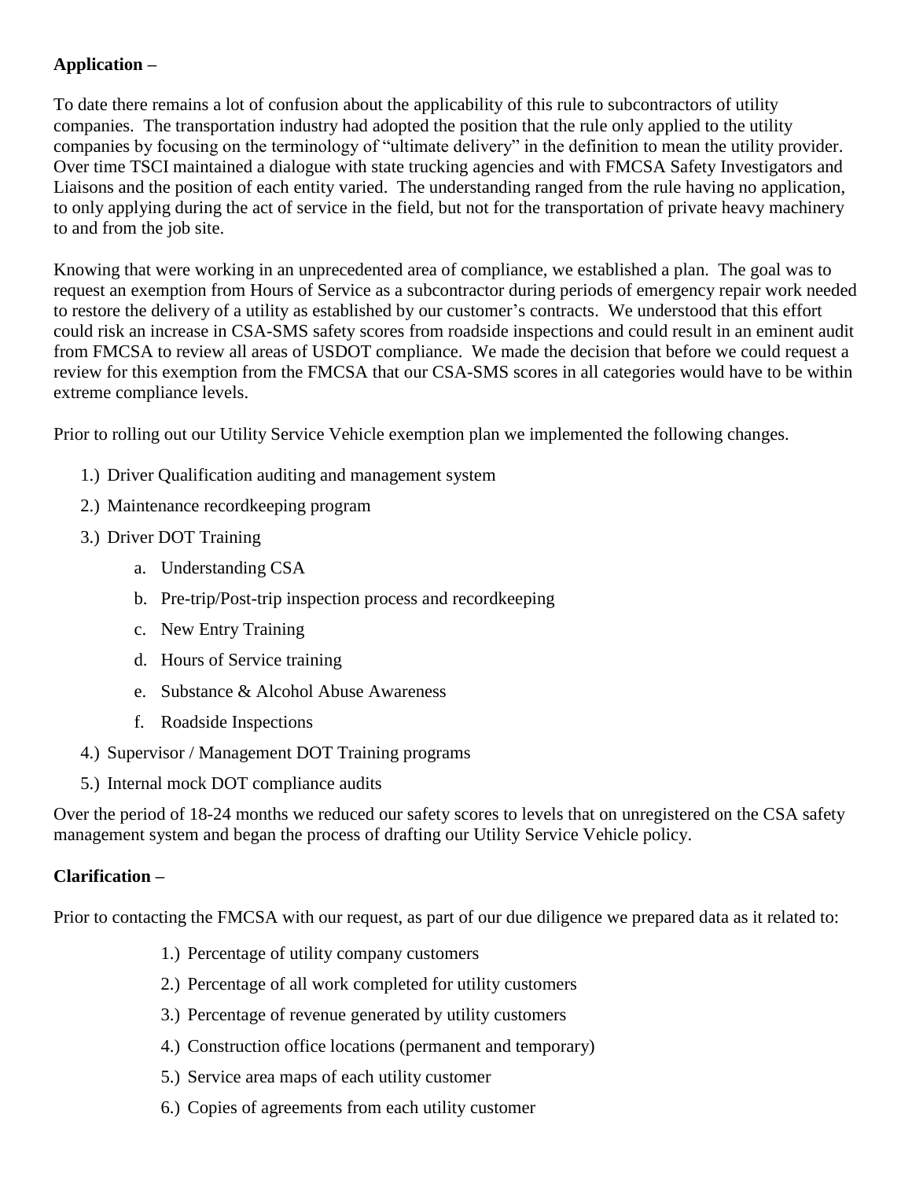**Application –**

To date there remains a lot of confusion about the applicability of this rule to subcontractors of utility companies. The transportation industry had adopted the position that the rule only applied to the utility companies by focusing on the terminology of "ultimate delivery" in the definition to mean the utility provider. Over time TSCI maintained a dialogue with state trucking agencies and with FMCSA Safety Investigators and Liaisons and the position of each entity varied. The understanding ranged from the rule having no application, to only applying during the act of service in the field, but not for the transportation of private heavy machinery to and from the job site.

Knowing that were working in an unprecedented area of compliance, we established a plan. The goal was to request an exemption from Hours of Service as a subcontractor during periods of emergency repair work needed to restore the delivery of a utility as established by our customer's contracts. We understood that this effort could risk an increase in CSA-SMS safety scores from roadside inspections and could result in an eminent audit from FMCSA to review all areas of USDOT compliance. We made the decision that before we could request a review for this exemption from the FMCSA that our CSA-SMS scores in all categories would have to be within extreme compliance levels.

Prior to rolling out our Utility Service Vehicle exemption plan we implemented the following changes.

1.) Driver Qualification auditing and management system
2.) Maintenance recordkeeping program
3.) Driver DOT Training
    a. Understanding CSA
    b. Pre-trip/Post-trip inspection process and recordkeeping
    c. New Entry Training
    d. Hours of Service training
    e. Substance & Alcohol Abuse Awareness
    f. Roadside Inspections
4.) Supervisor / Management DOT Training programs
5.) Internal mock DOT compliance audits

Over the period of 18-24 months we reduced our safety scores to levels that on unregistered on the CSA safety management system and began the process of drafting our Utility Service Vehicle policy.

**Clarification –**

Prior to contacting the FMCSA with our request, as part of our due diligence we prepared data as it related to:

1.) Percentage of utility company customers
2.) Percentage of all work completed for utility customers
3.) Percentage of revenue generated by utility customers
4.) Construction office locations (permanent and temporary)
5.) Service area maps of each utility customer
6.) Copies of agreements from each utility customer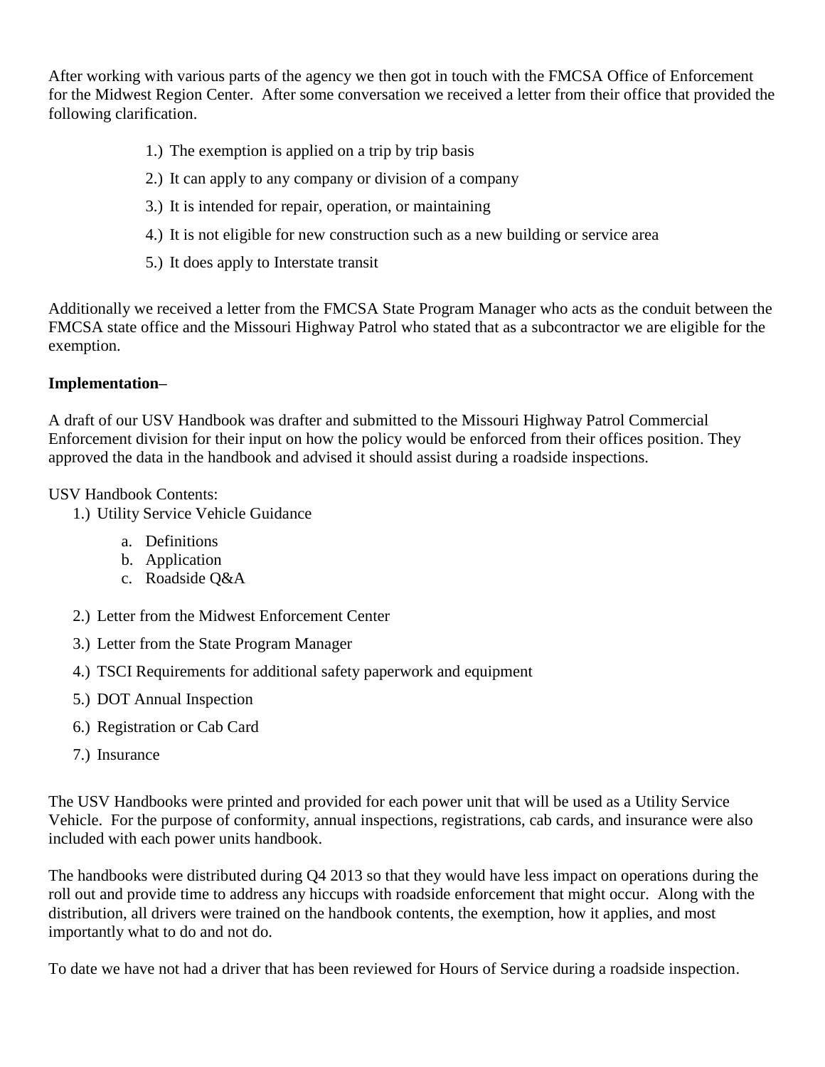After working with various parts of the agency we then got in touch with the FMCSA Office of Enforcement for the Midwest Region Center. After some conversation we received a letter from their office that provided the following clarification.

1.) The exemption is applied on a trip by trip basis
2.) It can apply to any company or division of a company
3.) It is intended for repair, operation, or maintaining
4.) It is not eligible for new construction such as a new building or service area
5.) It does apply to Interstate transit

Additionally we received a letter from the FMCSA State Program Manager who acts as the conduit between the FMCSA state office and the Missouri Highway Patrol who stated that as a subcontractor we are eligible for the exemption.

**Implementation–**

A draft of our USV Handbook was drafter and submitted to the Missouri Highway Patrol Commercial Enforcement division for their input on how the policy would be enforced from their offices position. They approved the data in the handbook and advised it should assist during a roadside inspections.

USV Handbook Contents:

1.) Utility Service Vehicle Guidance
   a. Definitions
   b. Application
   c. Roadside Q&A
2.) Letter from the Midwest Enforcement Center
3.) Letter from the State Program Manager
4.) TSCI Requirements for additional safety paperwork and equipment
5.) DOT Annual Inspection
6.) Registration or Cab Card
7.) Insurance

The USV Handbooks were printed and provided for each power unit that will be used as a Utility Service Vehicle. For the purpose of conformity, annual inspections, registrations, cab cards, and insurance were also included with each power units handbook.

The handbooks were distributed during Q4 2013 so that they would have less impact on operations during the roll out and provide time to address any hiccups with roadside enforcement that might occur. Along with the distribution, all drivers were trained on the handbook contents, the exemption, how it applies, and most importantly what to do and not do.

To date we have not had a driver that has been reviewed for Hours of Service during a roadside inspection.